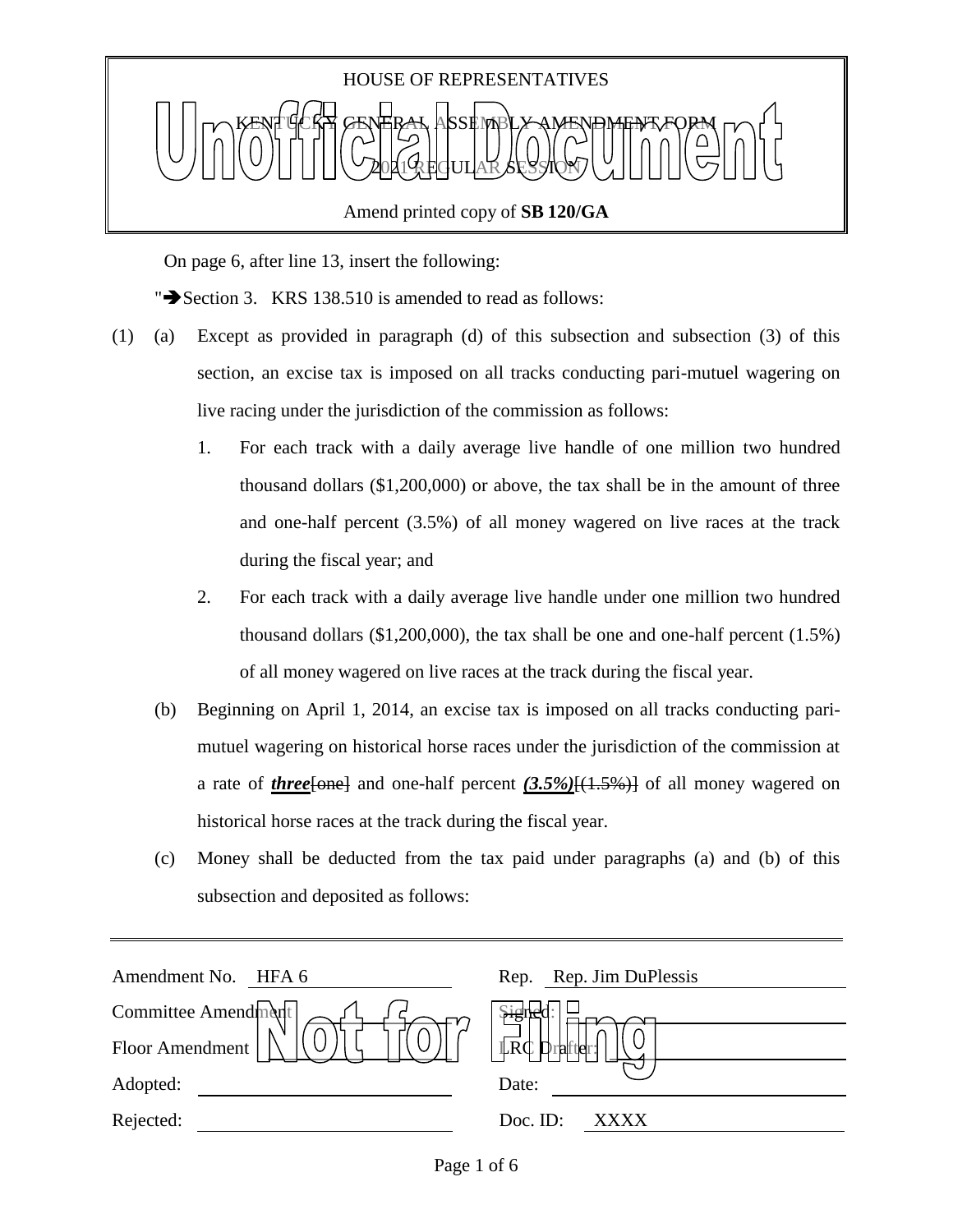HOUSE OF REPRESENTATIVES

KENTUCKY GENERAL ASSEMBLY AMENDMENT FORM

2021 REGULAR SESSION

Amend printed copy of **SB 120/GA**

Unofficial Document

On page 6, after line 13, insert the following:

"➔Section 3. KRS 138.510 is amended to read as follows:

(1) (a) Except as provided in paragraph (d) of this subsection and subsection (3) of this section, an excise tax is imposed on all tracks conducting pari-mutuel wagering on live racing under the jurisdiction of the commission as follows:

1. For each track with a daily average live handle of one million two hundred thousand dollars ($1,200,000) or above, the tax shall be in the amount of three and one-half percent (3.5%) of all money wagered on live races at the track during the fiscal year; and

2. For each track with a daily average live handle under one million two hundred thousand dollars ($1,200,000), the tax shall be one and one-half percent (1.5%) of all money wagered on live races at the track during the fiscal year.

(b) Beginning on April 1, 2014, an excise tax is imposed on all tracks conducting pari-mutuel wagering on historical horse races under the jurisdiction of the commission at a rate of ***three***~~[one]~~ and one-half percent ***(3.5%)***~~[(1.5%)]~~ of all money wagered on historical horse races at the track during the fiscal year.

(c) Money shall be deducted from the tax paid under paragraphs (a) and (b) of this subsection and deposited as follows:

| | | | |
|---|---|---|---|
| Amendment No. | HFA 6 | Rep. | Rep. Jim DuPlessis |
| Committee Amendment | | Signed: | |
| Floor Amendment | | LRC Drafter: | |
| Adopted: | | Date: | |
| Rejected: | | Doc. ID: | XXXX |

Not for Filing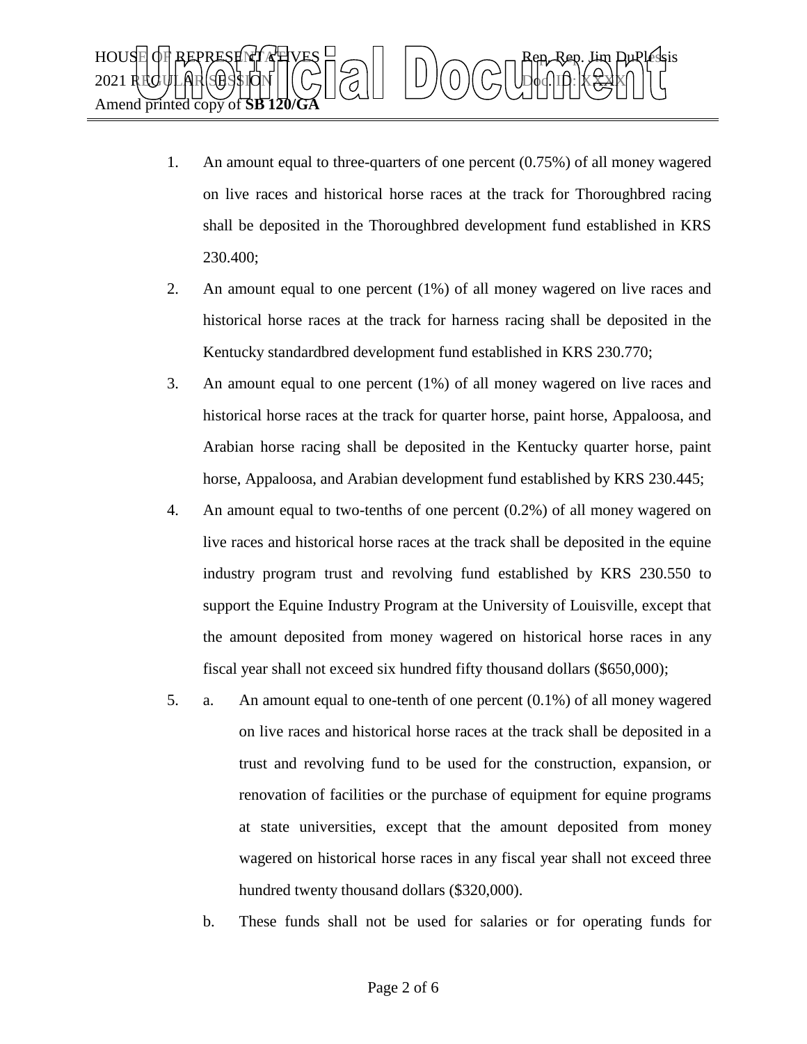1. An amount equal to three-quarters of one percent (0.75%) of all money wagered on live races and historical horse races at the track for Thoroughbred racing shall be deposited in the Thoroughbred development fund established in KRS 230.400;
2. An amount equal to one percent (1%) of all money wagered on live races and historical horse races at the track for harness racing shall be deposited in the Kentucky standardbred development fund established in KRS 230.770;
3. An amount equal to one percent (1%) of all money wagered on live races and historical horse races at the track for quarter horse, paint horse, Appaloosa, and Arabian horse racing shall be deposited in the Kentucky quarter horse, paint horse, Appaloosa, and Arabian development fund established by KRS 230.445;
4. An amount equal to two-tenths of one percent (0.2%) of all money wagered on live races and historical horse races at the track shall be deposited in the equine industry program trust and revolving fund established by KRS 230.550 to support the Equine Industry Program at the University of Louisville, except that the amount deposited from money wagered on historical horse races in any fiscal year shall not exceed six hundred fifty thousand dollars ($650,000);
5. a. An amount equal to one-tenth of one percent (0.1%) of all money wagered on live races and historical horse races at the track shall be deposited in a trust and revolving fund to be used for the construction, expansion, or renovation of facilities or the purchase of equipment for equine programs at state universities, except that the amount deposited from money wagered on historical horse races in any fiscal year shall not exceed three hundred twenty thousand dollars ($320,000).

   b. These funds shall not be used for salaries or for operating funds for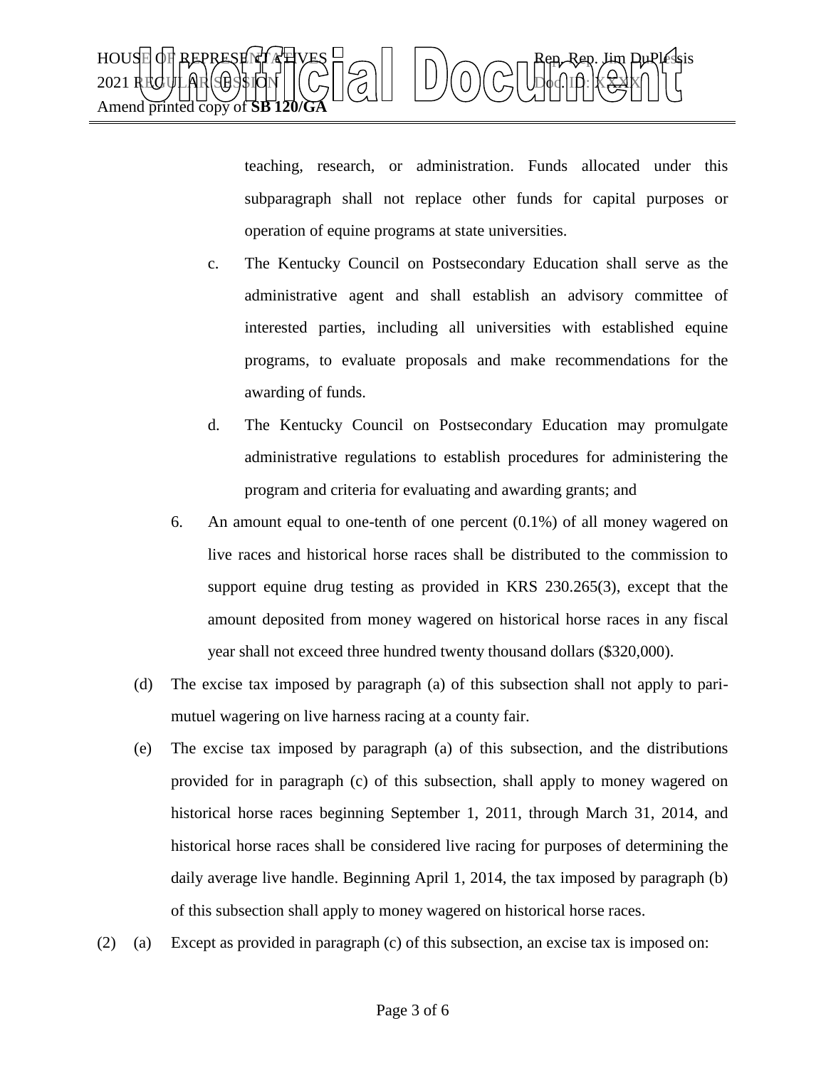teaching, research, or administration. Funds allocated under this subparagraph shall not replace other funds for capital purposes or operation of equine programs at state universities.

c. The Kentucky Council on Postsecondary Education shall serve as the administrative agent and shall establish an advisory committee of interested parties, including all universities with established equine programs, to evaluate proposals and make recommendations for the awarding of funds.

d. The Kentucky Council on Postsecondary Education may promulgate administrative regulations to establish procedures for administering the program and criteria for evaluating and awarding grants; and

6. An amount equal to one-tenth of one percent (0.1%) of all money wagered on live races and historical horse races shall be distributed to the commission to support equine drug testing as provided in KRS 230.265(3), except that the amount deposited from money wagered on historical horse races in any fiscal year shall not exceed three hundred twenty thousand dollars ($320,000).

(d) The excise tax imposed by paragraph (a) of this subsection shall not apply to pari-mutuel wagering on live harness racing at a county fair.

(e) The excise tax imposed by paragraph (a) of this subsection, and the distributions provided for in paragraph (c) of this subsection, shall apply to money wagered on historical horse races beginning September 1, 2011, through March 31, 2014, and historical horse races shall be considered live racing for purposes of determining the daily average live handle. Beginning April 1, 2014, the tax imposed by paragraph (b) of this subsection shall apply to money wagered on historical horse races.

(2) (a) Except as provided in paragraph (c) of this subsection, an excise tax is imposed on: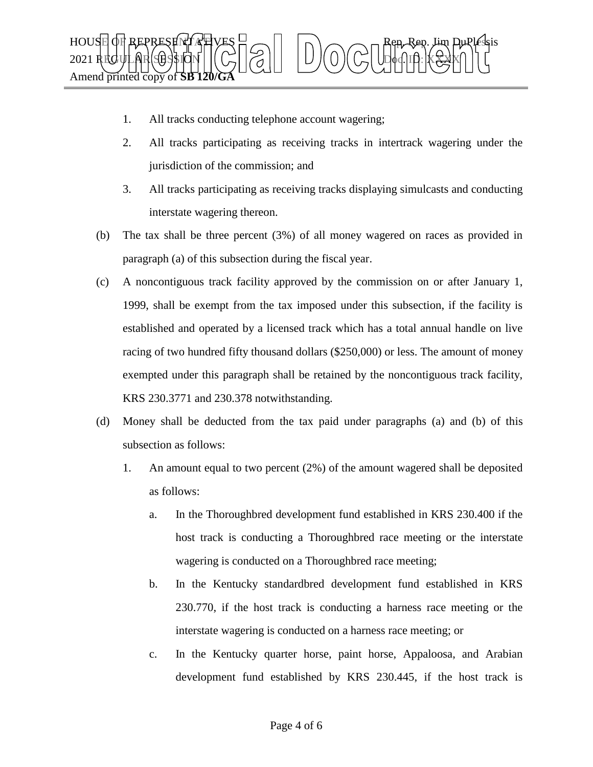1. All tracks conducting telephone account wagering;
2. All tracks participating as receiving tracks in intertrack wagering under the jurisdiction of the commission; and
3. All tracks participating as receiving tracks displaying simulcasts and conducting interstate wagering thereon.

(b) The tax shall be three percent (3%) of all money wagered on races as provided in paragraph (a) of this subsection during the fiscal year.

(c) A noncontiguous track facility approved by the commission on or after January 1, 1999, shall be exempt from the tax imposed under this subsection, if the facility is established and operated by a licensed track which has a total annual handle on live racing of two hundred fifty thousand dollars ($250,000) or less. The amount of money exempted under this paragraph shall be retained by the noncontiguous track facility, KRS 230.3771 and 230.378 notwithstanding.

(d) Money shall be deducted from the tax paid under paragraphs (a) and (b) of this subsection as follows:

1. An amount equal to two percent (2%) of the amount wagered shall be deposited as follows:
   a. In the Thoroughbred development fund established in KRS 230.400 if the host track is conducting a Thoroughbred race meeting or the interstate wagering is conducted on a Thoroughbred race meeting;
   b. In the Kentucky standardbred development fund established in KRS 230.770, if the host track is conducting a harness race meeting or the interstate wagering is conducted on a harness race meeting; or
   c. In the Kentucky quarter horse, paint horse, Appaloosa, and Arabian development fund established by KRS 230.445, if the host track is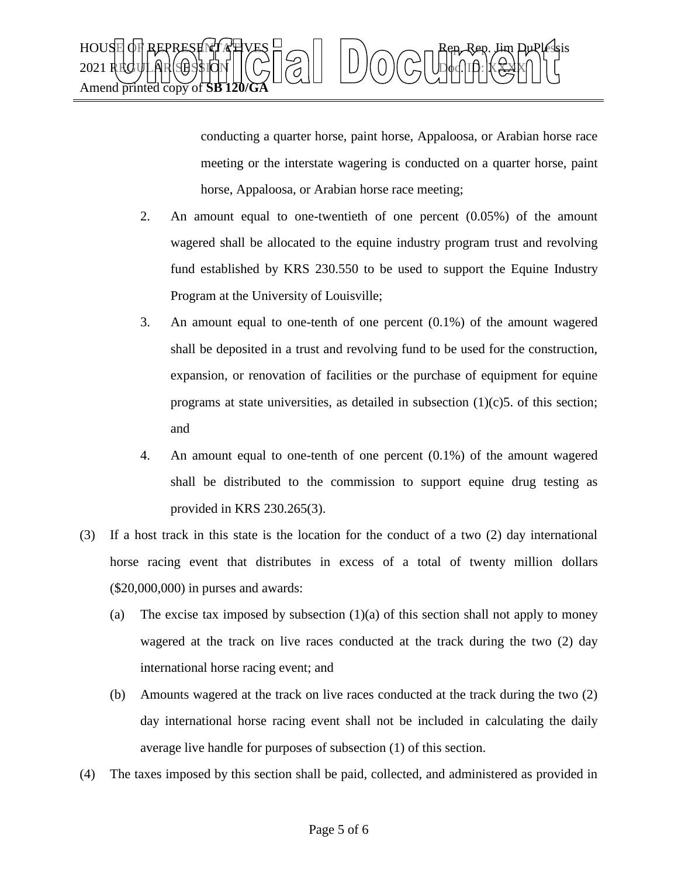conducting a quarter horse, paint horse, Appaloosa, or Arabian horse race meeting or the interstate wagering is conducted on a quarter horse, paint horse, Appaloosa, or Arabian horse race meeting;

2. An amount equal to one-twentieth of one percent (0.05%) of the amount wagered shall be allocated to the equine industry program trust and revolving fund established by KRS 230.550 to be used to support the Equine Industry Program at the University of Louisville;

3. An amount equal to one-tenth of one percent (0.1%) of the amount wagered shall be deposited in a trust and revolving fund to be used for the construction, expansion, or renovation of facilities or the purchase of equipment for equine programs at state universities, as detailed in subsection (1)(c)5. of this section; and

4. An amount equal to one-tenth of one percent (0.1%) of the amount wagered shall be distributed to the commission to support equine drug testing as provided in KRS 230.265(3).

(3) If a host track in this state is the location for the conduct of a two (2) day international horse racing event that distributes in excess of a total of twenty million dollars ($20,000,000) in purses and awards:

(a) The excise tax imposed by subsection (1)(a) of this section shall not apply to money wagered at the track on live races conducted at the track during the two (2) day international horse racing event; and

(b) Amounts wagered at the track on live races conducted at the track during the two (2) day international horse racing event shall not be included in calculating the daily average live handle for purposes of subsection (1) of this section.

(4) The taxes imposed by this section shall be paid, collected, and administered as provided in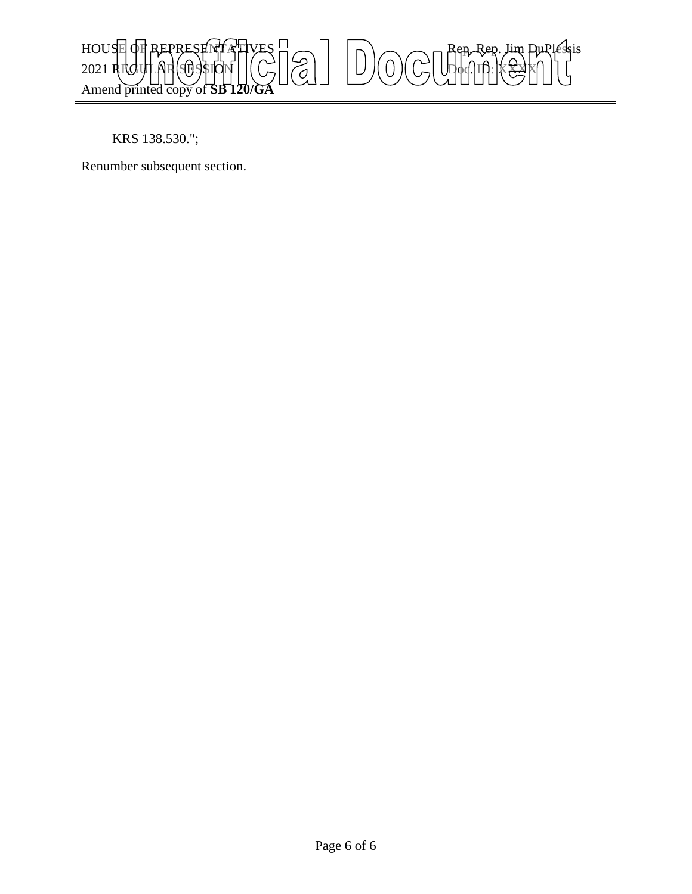KRS 138.530.";

Renumber subsequent section.